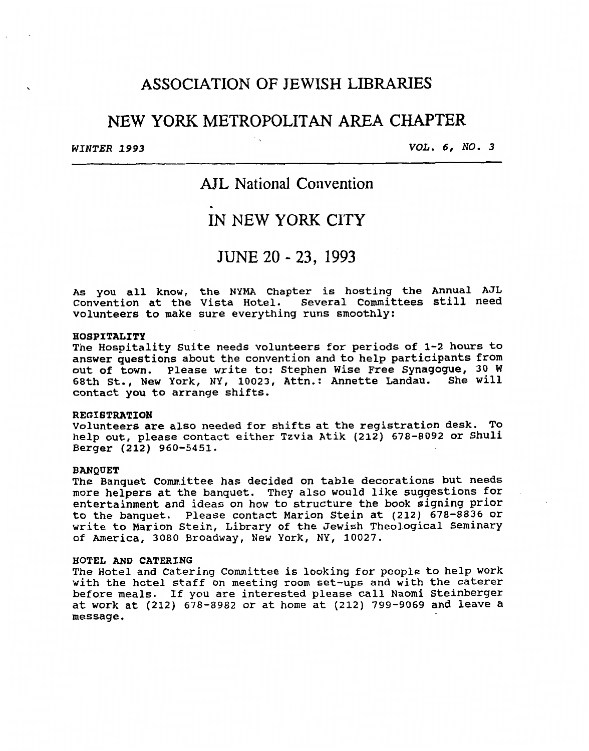# ASSOCIATION OF JEWISH LIBRARIES

# NEW YORK METROPOLITAN AREA CHAPTER

*WINTER 1993* *VOL. 6, NO. 3*

## AJL National Convention

## IN NEW YORK CITY

## JUNE 20 - 23, 1993

As you all know, the NYMA Chapter is hosting the Annual AJL Convention at the Vista Hotel. Several Committees still need volunteers to make sure everything runs smoothly:

**HOSPITALITY**
The Hospitality Suite needs volunteers for periods of 1-2 hours to answer questions about the convention and to help participants from out of town. Please write to: Stephen Wise Free Synagogue, 30 W 68th St., New York, NY, 10023, Attn.: Annette Landau. She will contact you to arrange shifts.

**REGISTRATION**
Volunteers are also needed for shifts at the registration desk. To help out, please contact either Tzvia Atik (212) 678-8092 or Shuli Berger (212) 960-5451.

**BANQUET**
The Banquet Committee has decided on table decorations but needs more helpers at the banquet. They also would like suggestions for entertainment and ideas on how to structure the book signing prior to the banquet. Please contact Marion Stein at (212) 678-8836 or write to Marion Stein, Library of the Jewish Theological Seminary of America, 3080 Broadway, New York, NY, 10027.

**HOTEL AND CATERING**
The Hotel and Catering Committee is looking for people to help work with the hotel staff on meeting room set-ups and with the caterer before meals. If you are interested please call Naomi Steinberger at work at (212) 678-8982 or at home at (212) 799-9069 and leave a message.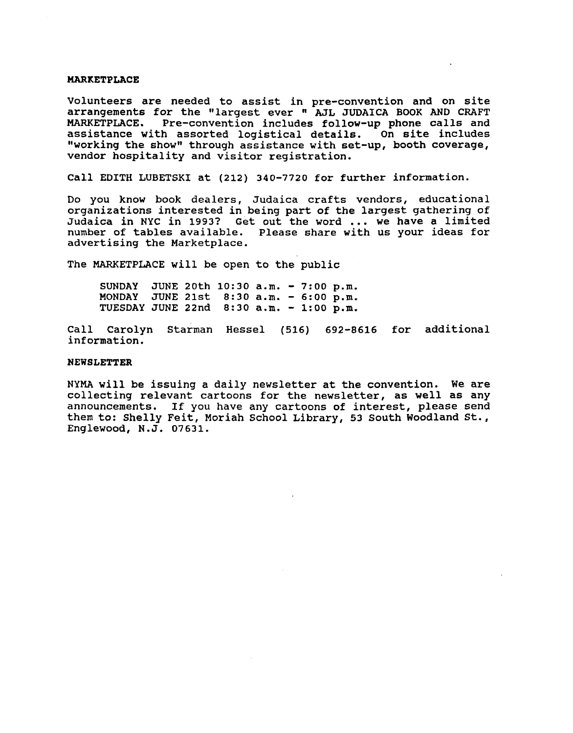## MARKETPLACE

Volunteers are needed to assist in pre-convention and on site arrangements for the "largest ever " AJL JUDAICA BOOK AND CRAFT MARKETPLACE. Pre-convention includes follow-up phone calls and assistance with assorted logistical details. On site includes "working the show" through assistance with set-up, booth coverage, vendor hospitality and visitor registration.

Call EDITH LUBETSKI at (212) 340-7720 for further information.

Do you know book dealers, Judaica crafts vendors, educational organizations interested in being part of the largest gathering of Judaica in NYC in 1993? Get out the word ... we have a limited number of tables available. Please share with us your ideas for advertising the Marketplace.

The MARKETPLACE will be open to the public

SUNDAY JUNE 20th 10:30 a.m. - 7:00 p.m.
MONDAY JUNE 21st 8:30 a.m. - 6:00 p.m.
TUESDAY JUNE 22nd 8:30 a.m. - 1:00 p.m.

Call Carolyn Starman Hessel (516) 692-8616 for additional information.

## NEWSLETTER

NYMA will be issuing a daily newsletter at the convention. We are collecting relevant cartoons for the newsletter, as well as any announcements. If you have any cartoons of interest, please send them to: Shelly Feit, Moriah School Library, 53 South Woodland St., Englewood, N.J. 07631.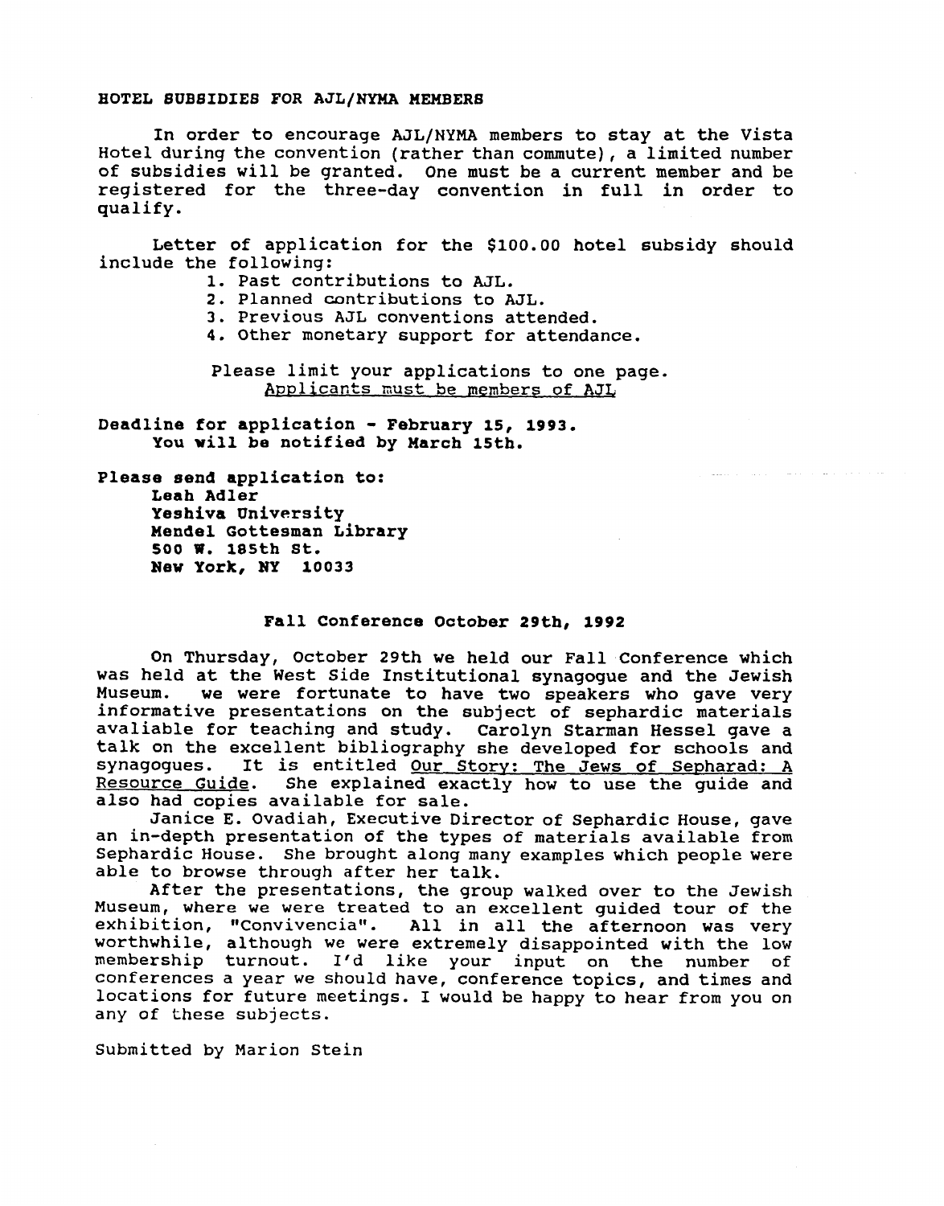## HOTEL SUBSIDIES FOR AJL/NYMA MEMBERS

In order to encourage AJL/NYMA members to stay at the Vista Hotel during the convention (rather than commute), a limited number of subsidies will be granted. One must be a current member and be registered for the three-day convention in full in order to qualify.

Letter of application for the $100.00 hotel subsidy should include the following:

1. Past contributions to AJL.
2. Planned contributions to AJL.
3. Previous AJL conventions attended.
4. Other monetary support for attendance.

Please limit your applications to one page.
Applicants must be members of AJL

**Deadline for application - February 15, 1993.**
**You will be notified by March 15th.**

**Please send application to:**
**Leah Adler**
**Yeshiva University**
**Mendel Gottesman Library**
**500 W. 185th St.**
**New York, NY 10033**

## Fall Conference October 29th, 1992

On Thursday, October 29th we held our Fall Conference which was held at the West Side Institutional synagogue and the Jewish Museum. We were fortunate to have two speakers who gave very informative presentations on the subject of sephardic materials avaliable for teaching and study. Carolyn Starman Hessel gave a talk on the excellent bibliography she developed for schools and synagogues. It is entitled Our Story: The Jews of Sepharad: A Resource Guide. She explained exactly how to use the guide and also had copies available for sale.

Janice E. Ovadiah, Executive Director of Sephardic House, gave an in-depth presentation of the types of materials available from Sephardic House. She brought along many examples which people were able to browse through after her talk.

After the presentations, the group walked over to the Jewish Museum, where we were treated to an excellent guided tour of the exhibition, "Convivencia". All in all the afternoon was very worthwhile, although we were extremely disappointed with the low membership turnout. I'd like your input on the number of conferences a year we should have, conference topics, and times and locations for future meetings. I would be happy to hear from you on any of these subjects.

Submitted by Marion Stein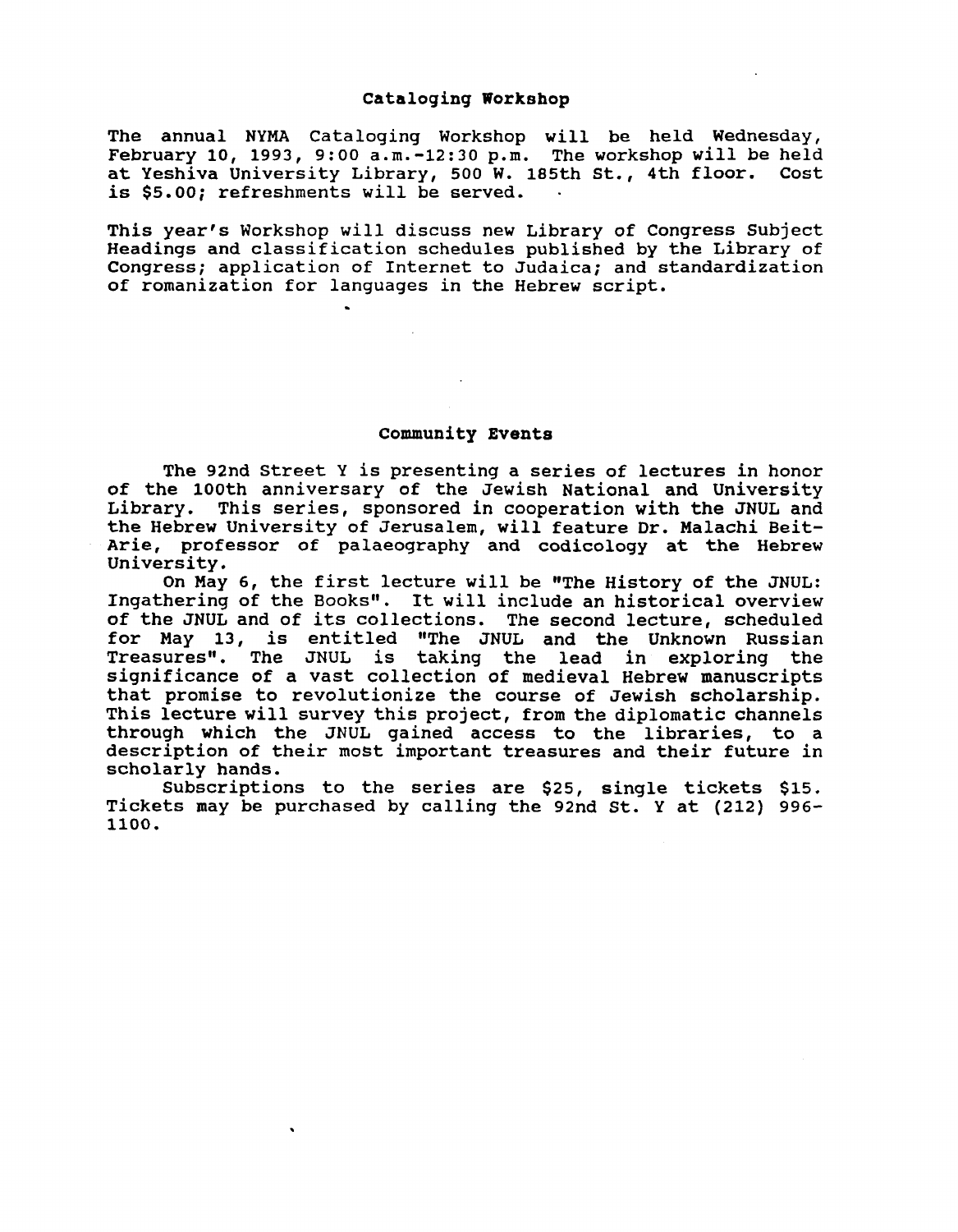## Cataloging Workshop

The annual NYMA Cataloging Workshop will be held Wednesday, February 10, 1993, 9:00 a.m.-12:30 p.m. The workshop will be held at Yeshiva University Library, 500 W. 185th St., 4th floor. Cost is $5.00; refreshments will be served.

This year's Workshop will discuss new Library of Congress Subject Headings and classification schedules published by the Library of Congress; application of Internet to Judaica; and standardization of romanization for languages in the Hebrew script.

## Community Events

The 92nd Street Y is presenting a series of lectures in honor of the 100th anniversary of the Jewish National and University Library. This series, sponsored in cooperation with the JNUL and the Hebrew University of Jerusalem, will feature Dr. Malachi Beit-Arie, professor of palaeography and codicology at the Hebrew University.

On May 6, the first lecture will be "The History of the JNUL: Ingathering of the Books". It will include an historical overview of the JNUL and of its collections. The second lecture, scheduled for May 13, is entitled "The JNUL and the Unknown Russian Treasures". The JNUL is taking the lead in exploring the significance of a vast collection of medieval Hebrew manuscripts that promise to revolutionize the course of Jewish scholarship. This lecture will survey this project, from the diplomatic channels through which the JNUL gained access to the libraries, to a description of their most important treasures and their future in scholarly hands.

Subscriptions to the series are $25, single tickets $15. Tickets may be purchased by calling the 92nd St. Y at (212) 996-1100.